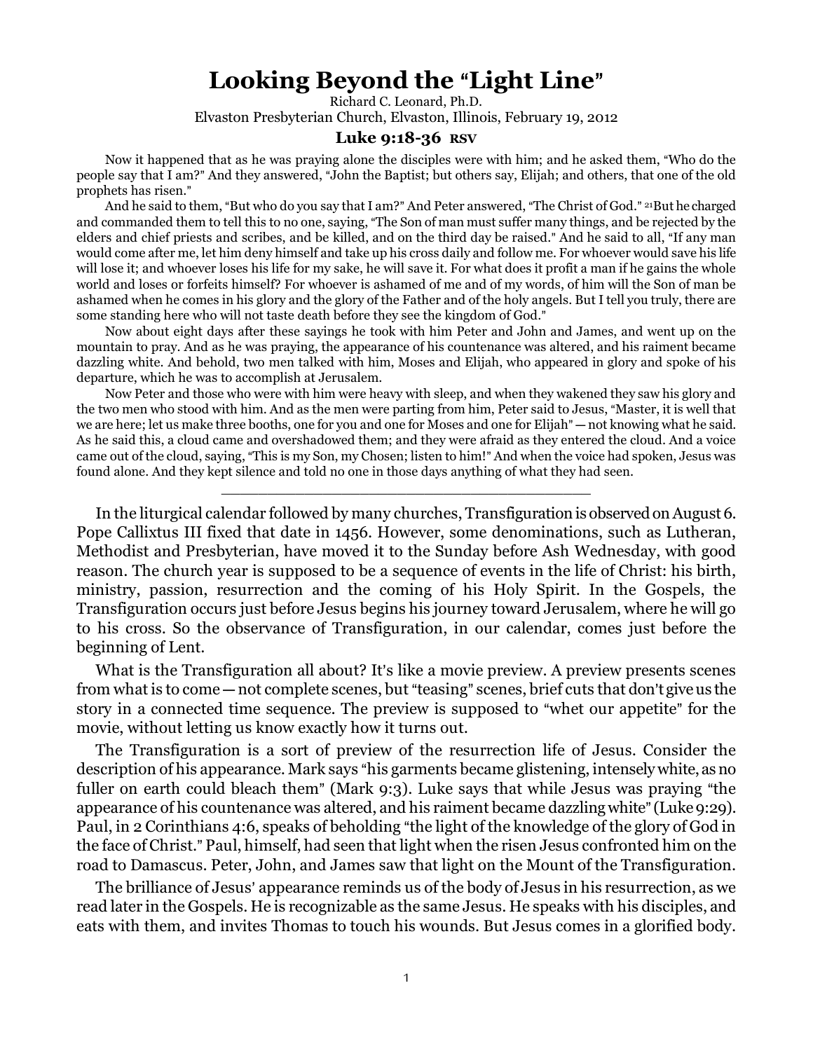# Looking Beyond the "Light Line"

Richard C. Leonard, Ph.D.
Elvaston Presbyterian Church, Elvaston, Illinois, February 19, 2012

### Luke 9:18-36 RSV

Now it happened that as he was praying alone the disciples were with him; and he asked them, "Who do the people say that I am?" And they answered, "John the Baptist; but others say, Elijah; and others, that one of the old prophets has risen."

And he said to them, "But who do you say that I am?" And Peter answered, "The Christ of God." 21But he charged and commanded them to tell this to no one, saying, "The Son of man must suffer many things, and be rejected by the elders and chief priests and scribes, and be killed, and on the third day be raised." And he said to all, "If any man would come after me, let him deny himself and take up his cross daily and follow me. For whoever would save his life will lose it; and whoever loses his life for my sake, he will save it. For what does it profit a man if he gains the whole world and loses or forfeits himself? For whoever is ashamed of me and of my words, of him will the Son of man be ashamed when he comes in his glory and the glory of the Father and of the holy angels. But I tell you truly, there are some standing here who will not taste death before they see the kingdom of God."

Now about eight days after these sayings he took with him Peter and John and James, and went up on the mountain to pray. And as he was praying, the appearance of his countenance was altered, and his raiment became dazzling white. And behold, two men talked with him, Moses and Elijah, who appeared in glory and spoke of his departure, which he was to accomplish at Jerusalem.

Now Peter and those who were with him were heavy with sleep, and when they wakened they saw his glory and the two men who stood with him. And as the men were parting from him, Peter said to Jesus, "Master, it is well that we are here; let us make three booths, one for you and one for Moses and one for Elijah" — not knowing what he said. As he said this, a cloud came and overshadowed them; and they were afraid as they entered the cloud. And a voice came out of the cloud, saying, "This is my Son, my Chosen; listen to him!" And when the voice had spoken, Jesus was found alone. And they kept silence and told no one in those days anything of what they had seen.

---

In the liturgical calendar followed by many churches, Transfiguration is observed on August 6. Pope Callixtus III fixed that date in 1456. However, some denominations, such as Lutheran, Methodist and Presbyterian, have moved it to the Sunday before Ash Wednesday, with good reason. The church year is supposed to be a sequence of events in the life of Christ: his birth, ministry, passion, resurrection and the coming of his Holy Spirit. In the Gospels, the Transfiguration occurs just before Jesus begins his journey toward Jerusalem, where he will go to his cross. So the observance of Transfiguration, in our calendar, comes just before the beginning of Lent.

What is the Transfiguration all about? It's like a movie preview. A preview presents scenes from what is to come — not complete scenes, but "teasing" scenes, brief cuts that don't give us the story in a connected time sequence. The preview is supposed to "whet our appetite" for the movie, without letting us know exactly how it turns out.

The Transfiguration is a sort of preview of the resurrection life of Jesus. Consider the description of his appearance. Mark says "his garments became glistening, intensely white, as no fuller on earth could bleach them" (Mark 9:3). Luke says that while Jesus was praying "the appearance of his countenance was altered, and his raiment became dazzling white" (Luke 9:29). Paul, in 2 Corinthians 4:6, speaks of beholding "the light of the knowledge of the glory of God in the face of Christ." Paul, himself, had seen that light when the risen Jesus confronted him on the road to Damascus. Peter, John, and James saw that light on the Mount of the Transfiguration.

The brilliance of Jesus' appearance reminds us of the body of Jesus in his resurrection, as we read later in the Gospels. He is recognizable as the same Jesus. He speaks with his disciples, and eats with them, and invites Thomas to touch his wounds. But Jesus comes in a glorified body.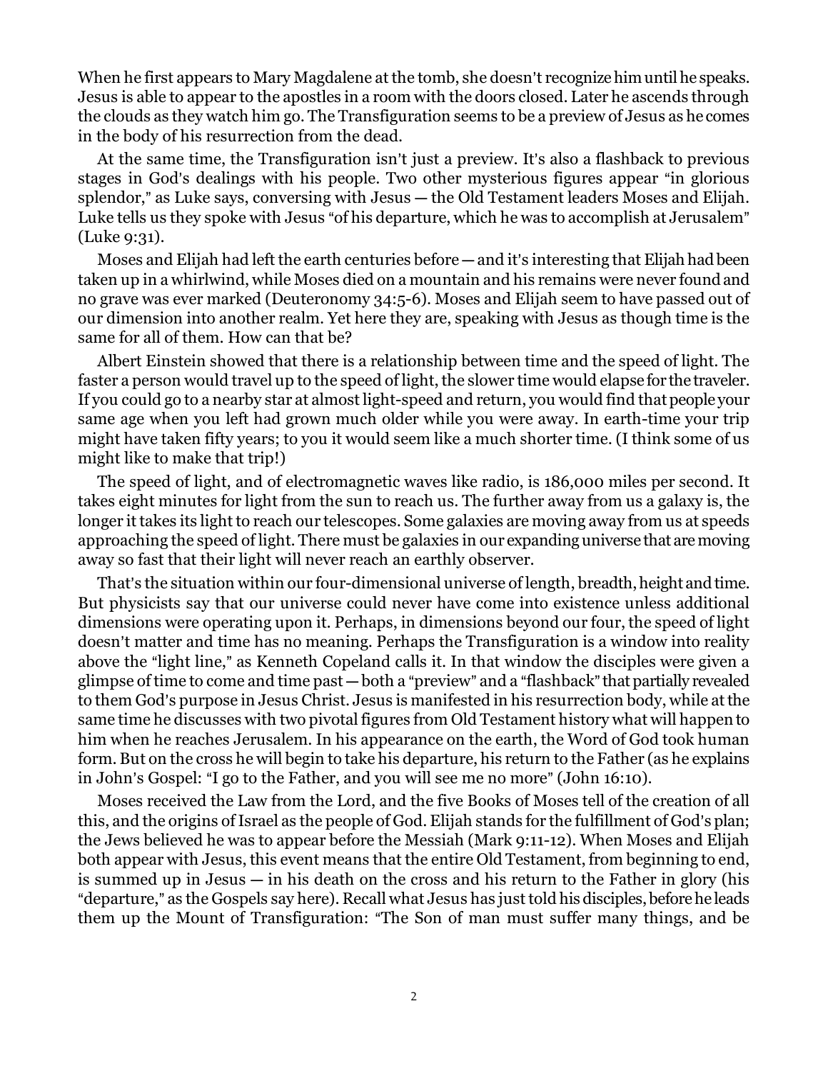When he first appears to Mary Magdalene at the tomb, she doesn't recognize him until he speaks. Jesus is able to appear to the apostles in a room with the doors closed. Later he ascends through the clouds as they watch him go. The Transfiguration seems to be a preview of Jesus as he comes in the body of his resurrection from the dead.

At the same time, the Transfiguration isn't just a preview. It's also a flashback to previous stages in God's dealings with his people. Two other mysterious figures appear "in glorious splendor," as Luke says, conversing with Jesus — the Old Testament leaders Moses and Elijah. Luke tells us they spoke with Jesus "of his departure, which he was to accomplish at Jerusalem" (Luke 9:31).

Moses and Elijah had left the earth centuries before — and it's interesting that Elijah had been taken up in a whirlwind, while Moses died on a mountain and his remains were never found and no grave was ever marked (Deuteronomy 34:5-6). Moses and Elijah seem to have passed out of our dimension into another realm. Yet here they are, speaking with Jesus as though time is the same for all of them. How can that be?

Albert Einstein showed that there is a relationship between time and the speed of light. The faster a person would travel up to the speed of light, the slower time would elapse for the traveler. If you could go to a nearby star at almost light-speed and return, you would find that people your same age when you left had grown much older while you were away. In earth-time your trip might have taken fifty years; to you it would seem like a much shorter time. (I think some of us might like to make that trip!)

The speed of light, and of electromagnetic waves like radio, is 186,000 miles per second. It takes eight minutes for light from the sun to reach us. The further away from us a galaxy is, the longer it takes its light to reach our telescopes. Some galaxies are moving away from us at speeds approaching the speed of light. There must be galaxies in our expanding universe that are moving away so fast that their light will never reach an earthly observer.

That's the situation within our four-dimensional universe of length, breadth, height and time. But physicists say that our universe could never have come into existence unless additional dimensions were operating upon it. Perhaps, in dimensions beyond our four, the speed of light doesn't matter and time has no meaning. Perhaps the Transfiguration is a window into reality above the "light line," as Kenneth Copeland calls it. In that window the disciples were given a glimpse of time to come and time past — both a "preview" and a "flashback" that partially revealed to them God's purpose in Jesus Christ. Jesus is manifested in his resurrection body, while at the same time he discusses with two pivotal figures from Old Testament history what will happen to him when he reaches Jerusalem. In his appearance on the earth, the Word of God took human form. But on the cross he will begin to take his departure, his return to the Father (as he explains in John's Gospel: "I go to the Father, and you will see me no more" (John 16:10).

Moses received the Law from the Lord, and the five Books of Moses tell of the creation of all this, and the origins of Israel as the people of God. Elijah stands for the fulfillment of God's plan; the Jews believed he was to appear before the Messiah (Mark 9:11-12). When Moses and Elijah both appear with Jesus, this event means that the entire Old Testament, from beginning to end, is summed up in Jesus — in his death on the cross and his return to the Father in glory (his "departure," as the Gospels say here). Recall what Jesus has just told his disciples, before he leads them up the Mount of Transfiguration: "The Son of man must suffer many things, and be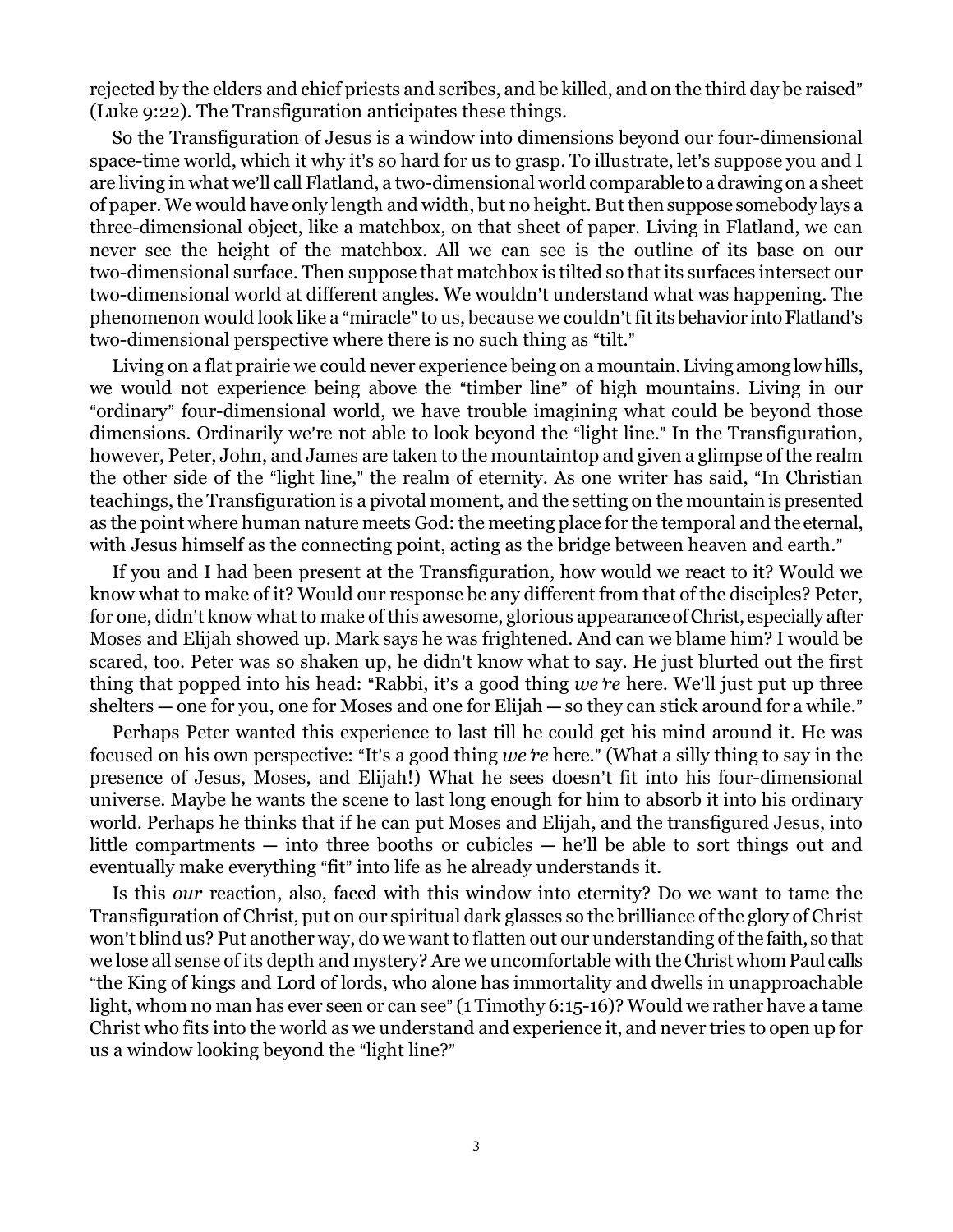rejected by the elders and chief priests and scribes, and be killed, and on the third day be raised" (Luke 9:22). The Transfiguration anticipates these things.

So the Transfiguration of Jesus is a window into dimensions beyond our four-dimensional space-time world, which it why it's so hard for us to grasp. To illustrate, let's suppose you and I are living in what we'll call Flatland, a two-dimensional world comparable to a drawing on a sheet of paper. We would have only length and width, but no height. But then suppose somebody lays a three-dimensional object, like a matchbox, on that sheet of paper. Living in Flatland, we can never see the height of the matchbox. All we can see is the outline of its base on our two-dimensional surface. Then suppose that matchbox is tilted so that its surfaces intersect our two-dimensional world at different angles. We wouldn't understand what was happening. The phenomenon would look like a "miracle" to us, because we couldn't fit its behavior into Flatland's two-dimensional perspective where there is no such thing as "tilt."

Living on a flat prairie we could never experience being on a mountain. Living among low hills, we would not experience being above the "timber line" of high mountains. Living in our "ordinary" four-dimensional world, we have trouble imagining what could be beyond those dimensions. Ordinarily we're not able to look beyond the "light line." In the Transfiguration, however, Peter, John, and James are taken to the mountaintop and given a glimpse of the realm the other side of the "light line," the realm of eternity. As one writer has said, "In Christian teachings, the Transfiguration is a pivotal moment, and the setting on the mountain is presented as the point where human nature meets God: the meeting place for the temporal and the eternal, with Jesus himself as the connecting point, acting as the bridge between heaven and earth."

If you and I had been present at the Transfiguration, how would we react to it? Would we know what to make of it? Would our response be any different from that of the disciples? Peter, for one, didn't know what to make of this awesome, glorious appearance of Christ, especially after Moses and Elijah showed up. Mark says he was frightened. And can we blame him? I would be scared, too. Peter was so shaken up, he didn't know what to say. He just blurted out the first thing that popped into his head: "Rabbi, it's a good thing *we're* here. We'll just put up three shelters — one for you, one for Moses and one for Elijah — so they can stick around for a while."

Perhaps Peter wanted this experience to last till he could get his mind around it. He was focused on his own perspective: "It's a good thing *we're* here." (What a silly thing to say in the presence of Jesus, Moses, and Elijah!) What he sees doesn't fit into his four-dimensional universe. Maybe he wants the scene to last long enough for him to absorb it into his ordinary world. Perhaps he thinks that if he can put Moses and Elijah, and the transfigured Jesus, into little compartments — into three booths or cubicles — he'll be able to sort things out and eventually make everything "fit" into life as he already understands it.

Is this *our* reaction, also, faced with this window into eternity? Do we want to tame the Transfiguration of Christ, put on our spiritual dark glasses so the brilliance of the glory of Christ won't blind us? Put another way, do we want to flatten out our understanding of the faith, so that we lose all sense of its depth and mystery? Are we uncomfortable with the Christ whom Paul calls "the King of kings and Lord of lords, who alone has immortality and dwells in unapproachable light, whom no man has ever seen or can see" (1 Timothy 6:15-16)? Would we rather have a tame Christ who fits into the world as we understand and experience it, and never tries to open up for us a window looking beyond the "light line?"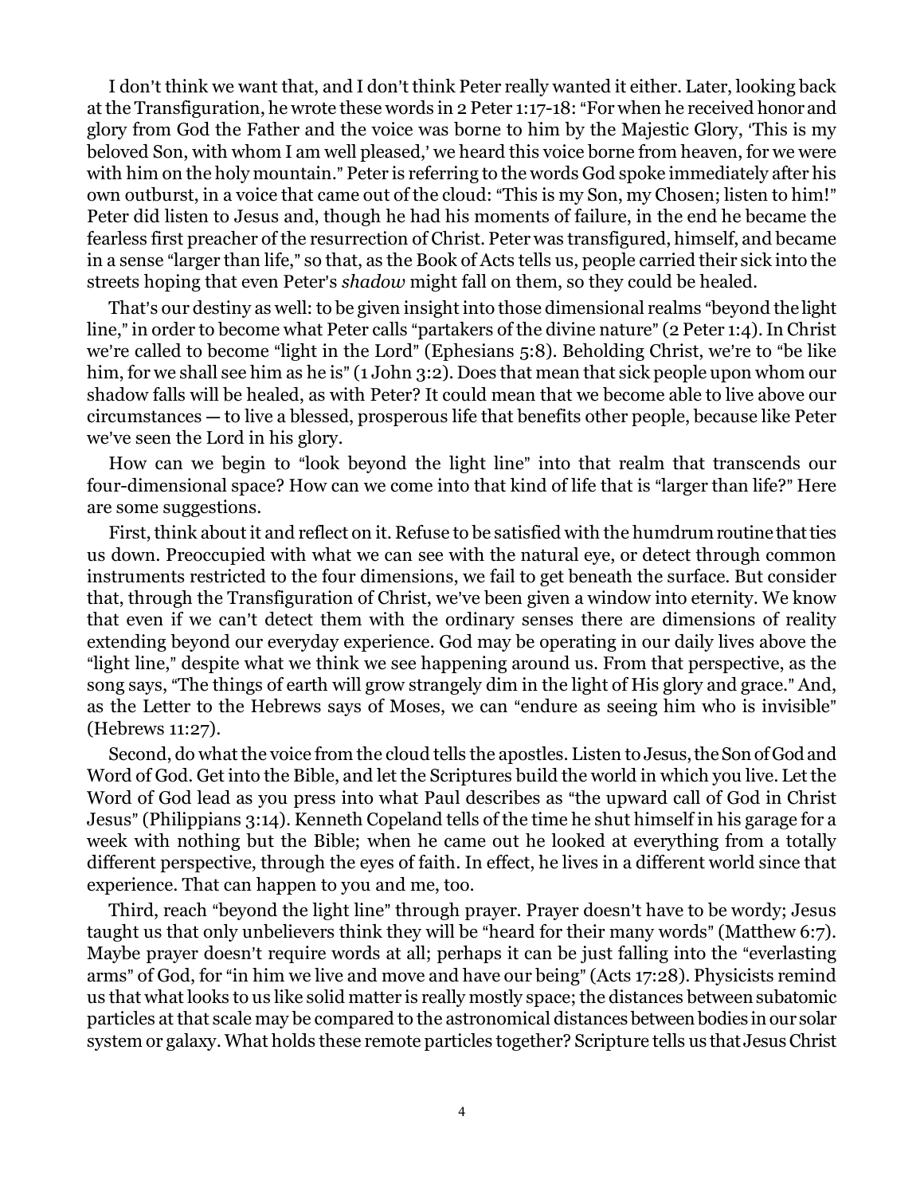I don't think we want that, and I don't think Peter really wanted it either. Later, looking back at the Transfiguration, he wrote these words in 2 Peter 1:17-18: "For when he received honor and glory from God the Father and the voice was borne to him by the Majestic Glory, 'This is my beloved Son, with whom I am well pleased,' we heard this voice borne from heaven, for we were with him on the holy mountain." Peter is referring to the words God spoke immediately after his own outburst, in a voice that came out of the cloud: "This is my Son, my Chosen; listen to him!" Peter did listen to Jesus and, though he had his moments of failure, in the end he became the fearless first preacher of the resurrection of Christ. Peter was transfigured, himself, and became in a sense "larger than life," so that, as the Book of Acts tells us, people carried their sick into the streets hoping that even Peter's *shadow* might fall on them, so they could be healed.

That's our destiny as well: to be given insight into those dimensional realms "beyond the light line," in order to become what Peter calls "partakers of the divine nature" (2 Peter 1:4). In Christ we're called to become "light in the Lord" (Ephesians 5:8). Beholding Christ, we're to "be like him, for we shall see him as he is" (1 John 3:2). Does that mean that sick people upon whom our shadow falls will be healed, as with Peter? It could mean that we become able to live above our circumstances — to live a blessed, prosperous life that benefits other people, because like Peter we've seen the Lord in his glory.

How can we begin to "look beyond the light line" into that realm that transcends our four-dimensional space? How can we come into that kind of life that is "larger than life?" Here are some suggestions.

First, think about it and reflect on it. Refuse to be satisfied with the humdrum routine that ties us down. Preoccupied with what we can see with the natural eye, or detect through common instruments restricted to the four dimensions, we fail to get beneath the surface. But consider that, through the Transfiguration of Christ, we've been given a window into eternity. We know that even if we can't detect them with the ordinary senses there are dimensions of reality extending beyond our everyday experience. God may be operating in our daily lives above the "light line," despite what we think we see happening around us. From that perspective, as the song says, "The things of earth will grow strangely dim in the light of His glory and grace." And, as the Letter to the Hebrews says of Moses, we can "endure as seeing him who is invisible" (Hebrews 11:27).

Second, do what the voice from the cloud tells the apostles. Listen to Jesus, the Son of God and Word of God. Get into the Bible, and let the Scriptures build the world in which you live. Let the Word of God lead as you press into what Paul describes as "the upward call of God in Christ Jesus" (Philippians 3:14). Kenneth Copeland tells of the time he shut himself in his garage for a week with nothing but the Bible; when he came out he looked at everything from a totally different perspective, through the eyes of faith. In effect, he lives in a different world since that experience. That can happen to you and me, too.

Third, reach "beyond the light line" through prayer. Prayer doesn't have to be wordy; Jesus taught us that only unbelievers think they will be "heard for their many words" (Matthew 6:7). Maybe prayer doesn't require words at all; perhaps it can be just falling into the "everlasting arms" of God, for "in him we live and move and have our being" (Acts 17:28). Physicists remind us that what looks to us like solid matter is really mostly space; the distances between subatomic particles at that scale may be compared to the astronomical distances between bodies in our solar system or galaxy. What holds these remote particles together? Scripture tells us that Jesus Christ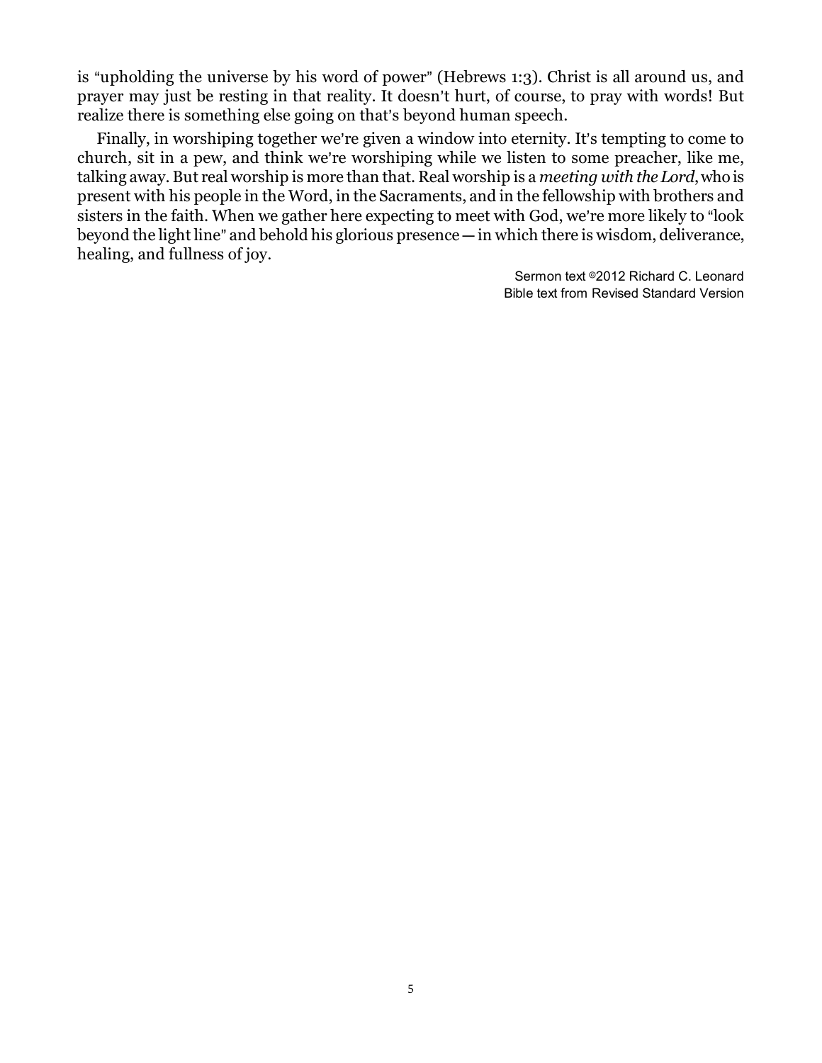is "upholding the universe by his word of power" (Hebrews 1:3). Christ is all around us, and prayer may just be resting in that reality. It doesn't hurt, of course, to pray with words! But realize there is something else going on that's beyond human speech.

Finally, in worshiping together we're given a window into eternity. It's tempting to come to church, sit in a pew, and think we're worshiping while we listen to some preacher, like me, talking away. But real worship is more than that. Real worship is a *meeting with the Lord*, who is present with his people in the Word, in the Sacraments, and in the fellowship with brothers and sisters in the faith. When we gather here expecting to meet with God, we're more likely to "look beyond the light line" and behold his glorious presence — in which there is wisdom, deliverance, healing, and fullness of joy.

Sermon text ©2012 Richard C. Leonard
Bible text from Revised Standard Version